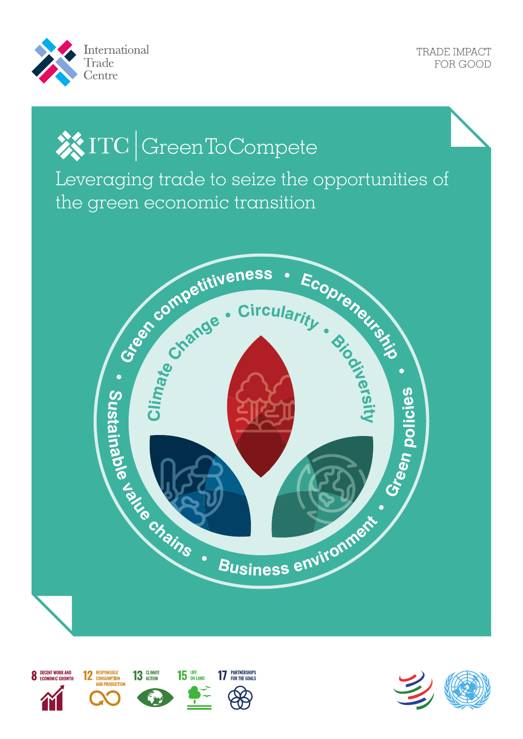International Trade Centre

TRADE IMPACT FOR GOOD

# ITC | GreenToCompete

## Leveraging trade to seize the opportunities of the green economic transition

Green competitiveness • Ecopreneurship • Green policies • Business environment • Sustainable value chains •

Climate Change • Circularity • Biodiversity

8 DECENT WORK AND ECONOMIC GROWTH

12 RESPONSIBLE CONSUMPTION AND PRODUCTION

13 CLIMATE ACTION

15 LIFE ON LAND

17 PARTNERSHIPS FOR THE GOALS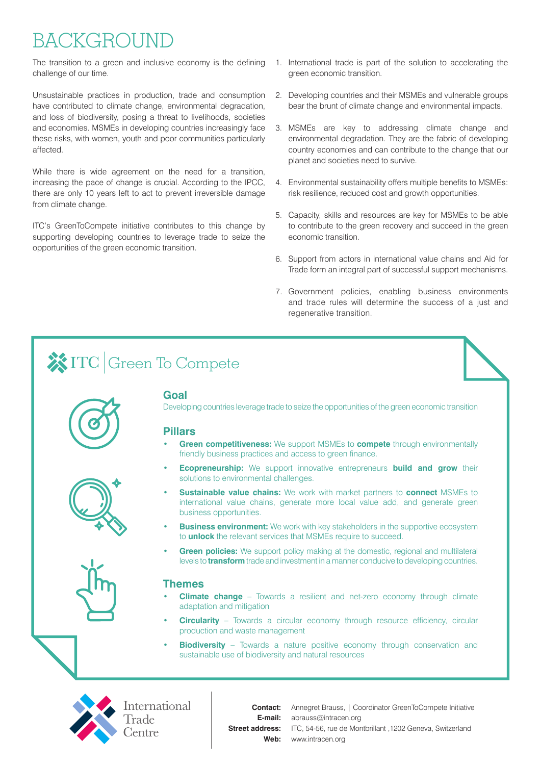# BACKGROUND

The transition to a green and inclusive economy is the defining challenge of our time.

Unsustainable practices in production, trade and consumption have contributed to climate change, environmental degradation, and loss of biodiversity, posing a threat to livelihoods, societies and economies. MSMEs in developing countries increasingly face these risks, with women, youth and poor communities particularly affected.

While there is wide agreement on the need for a transition, increasing the pace of change is crucial. According to the IPCC, there are only 10 years left to act to prevent irreversible damage from climate change.

ITC's GreenToCompete initiative contributes to this change by supporting developing countries to leverage trade to seize the opportunities of the green economic transition.

1. International trade is part of the solution to accelerating the green economic transition.
2. Developing countries and their MSMEs and vulnerable groups bear the brunt of climate change and environmental impacts.
3. MSMEs are key to addressing climate change and environmental degradation. They are the fabric of developing country economies and can contribute to the change that our planet and societies need to survive.
4. Environmental sustainability offers multiple benefits to MSMEs: risk resilience, reduced cost and growth opportunities.
5. Capacity, skills and resources are key for MSMEs to be able to contribute to the green recovery and succeed in the green economic transition.
6. Support from actors in international value chains and Aid for Trade form an integral part of successful support mechanisms.
7. Government policies, enabling business environments and trade rules will determine the success of a just and regenerative transition.

## ITC | Green To Compete

### Goal

Developing countries leverage trade to seize the opportunities of the green economic transition

### Pillars

- **Green competitiveness:** We support MSMEs to **compete** through environmentally friendly business practices and access to green finance.
- **Ecopreneurship:** We support innovative entrepreneurs **build and grow** their solutions to environmental challenges.
- **Sustainable value chains:** We work with market partners to **connect** MSMEs to international value chains, generate more local value add, and generate green business opportunities.
- **Business environment:** We work with key stakeholders in the supportive ecosystem to **unlock** the relevant services that MSMEs require to succeed.
- **Green policies:** We support policy making at the domestic, regional and multilateral levels to **transform** trade and investment in a manner conducive to developing countries.

### Themes

- **Climate change** – Towards a resilient and net-zero economy through climate adaptation and mitigation
- **Circularity** – Towards a circular economy through resource efficiency, circular production and waste management
- **Biodiversity** – Towards a nature positive economy through conservation and sustainable use of biodiversity and natural resources

International Trade Centre

**Contact:** Annegret Brauss, | Coordinator GreenToCompete Initiative
**E-mail:** abrauss@intracen.org
**Street address:** ITC, 54-56, rue de Montbrillant ,1202 Geneva, Switzerland
**Web:** www.intracen.org